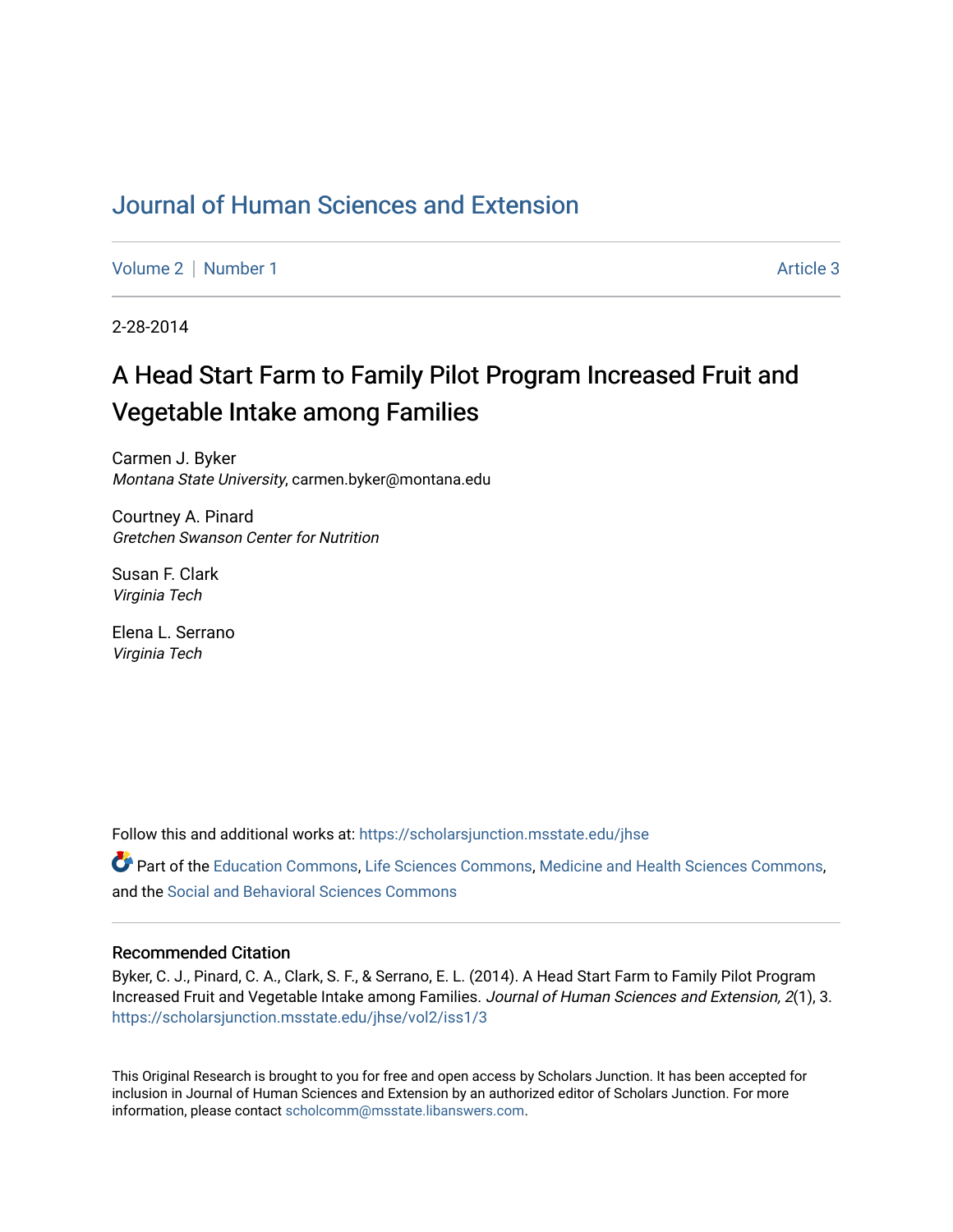# Journal of Human Sciences and Extension

Volume 2 | Number 1 Article 3

2-28-2014

## A Head Start Farm to Family Pilot Program Increased Fruit and Vegetable Intake among Families

Carmen J. Byker
*Montana State University*, carmen.byker@montana.edu

Courtney A. Pinard
*Gretchen Swanson Center for Nutrition*

Susan F. Clark
*Virginia Tech*

Elena L. Serrano
*Virginia Tech*

Follow this and additional works at: https://scholarsjunction.msstate.edu/jhse

Part of the Education Commons, Life Sciences Commons, Medicine and Health Sciences Commons, and the Social and Behavioral Sciences Commons

### Recommended Citation

Byker, C. J., Pinard, C. A., Clark, S. F., & Serrano, E. L. (2014). A Head Start Farm to Family Pilot Program Increased Fruit and Vegetable Intake among Families. *Journal of Human Sciences and Extension, 2*(1), 3. https://scholarsjunction.msstate.edu/jhse/vol2/iss1/3

This Original Research is brought to you for free and open access by Scholars Junction. It has been accepted for inclusion in Journal of Human Sciences and Extension by an authorized editor of Scholars Junction. For more information, please contact scholcomm@msstate.libanswers.com.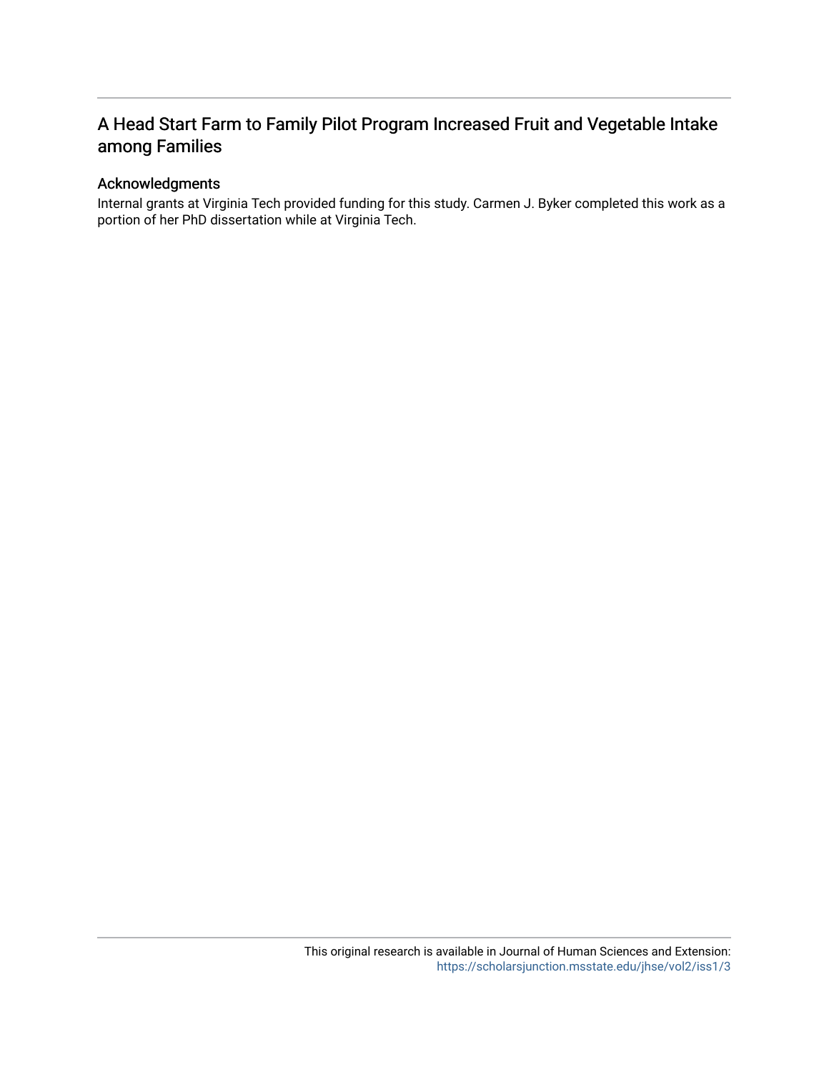# A Head Start Farm to Family Pilot Program Increased Fruit and Vegetable Intake among Families

## Acknowledgments

Internal grants at Virginia Tech provided funding for this study. Carmen J. Byker completed this work as a portion of her PhD dissertation while at Virginia Tech.

This original research is available in Journal of Human Sciences and Extension: https://scholarsjunction.msstate.edu/jhse/vol2/iss1/3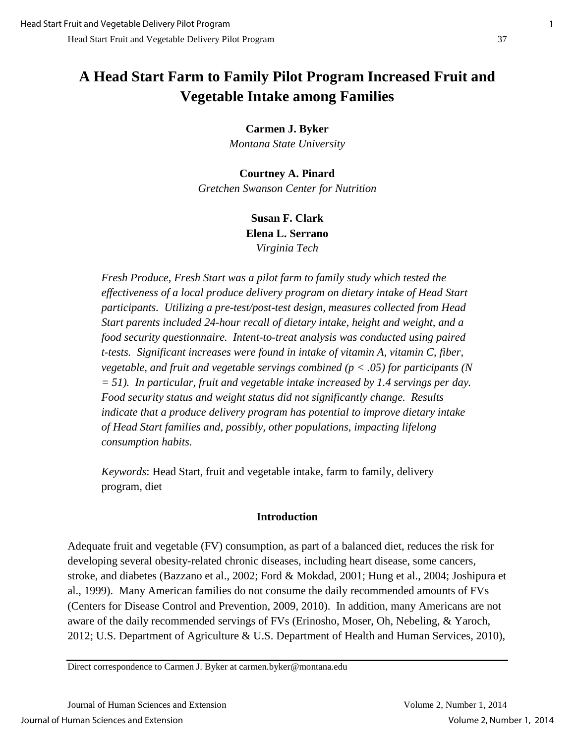# A Head Start Farm to Family Pilot Program Increased Fruit and Vegetable Intake among Families

**Carmen J. Byker**
*Montana State University*

**Courtney A. Pinard**
*Gretchen Swanson Center for Nutrition*

**Susan F. Clark**
**Elena L. Serrano**
*Virginia Tech*

*Fresh Produce, Fresh Start was a pilot farm to family study which tested the effectiveness of a local produce delivery program on dietary intake of Head Start participants. Utilizing a pre-test/post-test design, measures collected from Head Start parents included 24-hour recall of dietary intake, height and weight, and a food security questionnaire. Intent-to-treat analysis was conducted using paired t-tests. Significant increases were found in intake of vitamin A, vitamin C, fiber, vegetable, and fruit and vegetable servings combined ($p < .05$) for participants ($N = 51$). In particular, fruit and vegetable intake increased by 1.4 servings per day. Food security status and weight status did not significantly change. Results indicate that a produce delivery program has potential to improve dietary intake of Head Start families and, possibly, other populations, impacting lifelong consumption habits.*

*Keywords*: Head Start, fruit and vegetable intake, farm to family, delivery program, diet

## Introduction

Adequate fruit and vegetable (FV) consumption, as part of a balanced diet, reduces the risk for developing several obesity-related chronic diseases, including heart disease, some cancers, stroke, and diabetes (Bazzano et al., 2002; Ford & Mokdad, 2001; Hung et al., 2004; Joshipura et al., 1999). Many American families do not consume the daily recommended amounts of FVs (Centers for Disease Control and Prevention, 2009, 2010). In addition, many Americans are not aware of the daily recommended servings of FVs (Erinosho, Moser, Oh, Nebeling, & Yaroch, 2012; U.S. Department of Agriculture & U.S. Department of Health and Human Services, 2010),

Direct correspondence to Carmen J. Byker at carmen.byker@montana.edu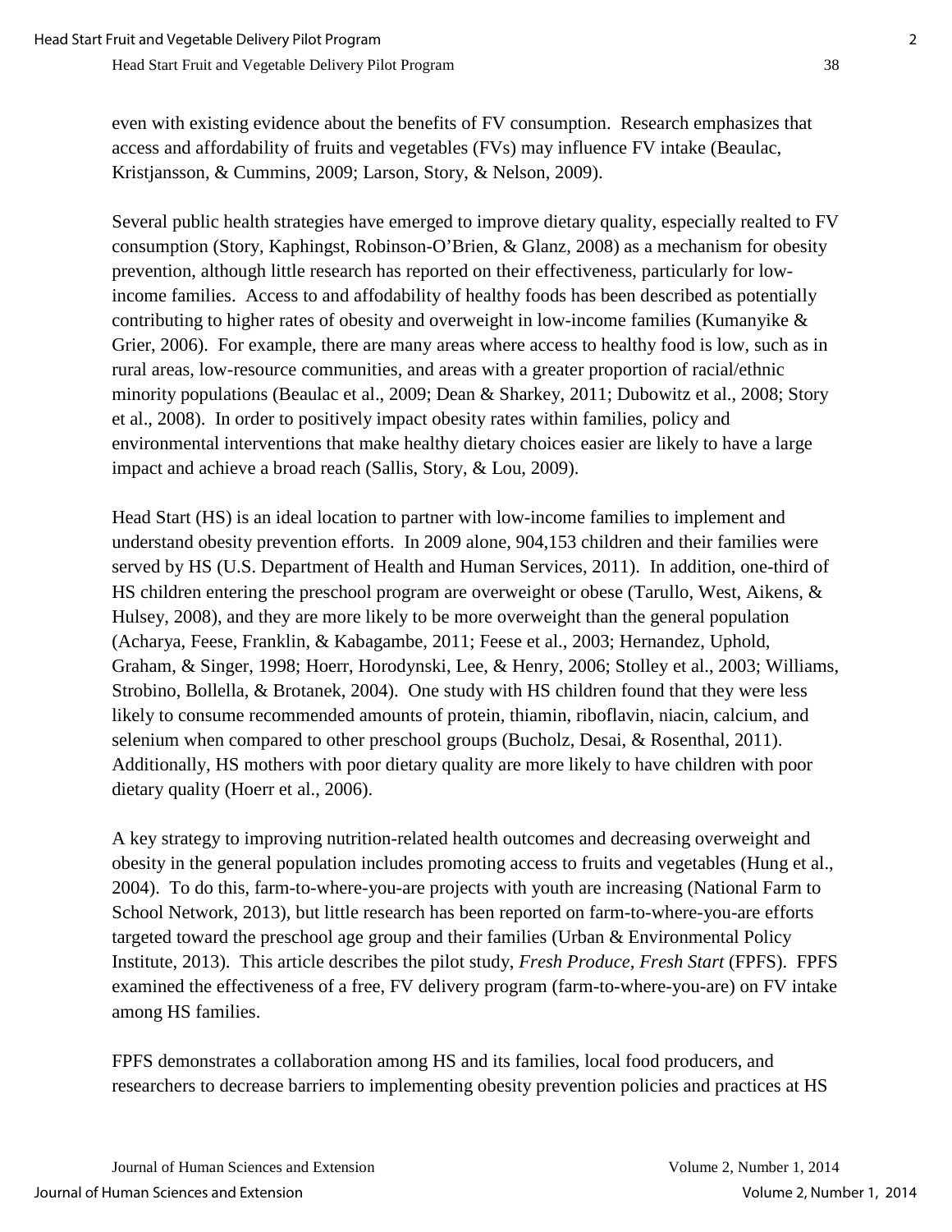even with existing evidence about the benefits of FV consumption. Research emphasizes that access and affordability of fruits and vegetables (FVs) may influence FV intake (Beaulac, Kristjansson, & Cummins, 2009; Larson, Story, & Nelson, 2009).

Several public health strategies have emerged to improve dietary quality, especially realted to FV consumption (Story, Kaphingst, Robinson-O'Brien, & Glanz, 2008) as a mechanism for obesity prevention, although little research has reported on their effectiveness, particularly for low-income families. Access to and affodability of healthy foods has been described as potentially contributing to higher rates of obesity and overweight in low-income families (Kumanyike & Grier, 2006). For example, there are many areas where access to healthy food is low, such as in rural areas, low-resource communities, and areas with a greater proportion of racial/ethnic minority populations (Beaulac et al., 2009; Dean & Sharkey, 2011; Dubowitz et al., 2008; Story et al., 2008). In order to positively impact obesity rates within families, policy and environmental interventions that make healthy dietary choices easier are likely to have a large impact and achieve a broad reach (Sallis, Story, & Lou, 2009).

Head Start (HS) is an ideal location to partner with low-income families to implement and understand obesity prevention efforts. In 2009 alone, 904,153 children and their families were served by HS (U.S. Department of Health and Human Services, 2011). In addition, one-third of HS children entering the preschool program are overweight or obese (Tarullo, West, Aikens, & Hulsey, 2008), and they are more likely to be more overweight than the general population (Acharya, Feese, Franklin, & Kabagambe, 2011; Feese et al., 2003; Hernandez, Uphold, Graham, & Singer, 1998; Hoerr, Horodynski, Lee, & Henry, 2006; Stolley et al., 2003; Williams, Strobino, Bollella, & Brotanek, 2004). One study with HS children found that they were less likely to consume recommended amounts of protein, thiamin, riboflavin, niacin, calcium, and selenium when compared to other preschool groups (Bucholz, Desai, & Rosenthal, 2011). Additionally, HS mothers with poor dietary quality are more likely to have children with poor dietary quality (Hoerr et al., 2006).

A key strategy to improving nutrition-related health outcomes and decreasing overweight and obesity in the general population includes promoting access to fruits and vegetables (Hung et al., 2004). To do this, farm-to-where-you-are projects with youth are increasing (National Farm to School Network, 2013), but little research has been reported on farm-to-where-you-are efforts targeted toward the preschool age group and their families (Urban & Environmental Policy Institute, 2013). This article describes the pilot study, *Fresh Produce, Fresh Start* (FPFS). FPFS examined the effectiveness of a free, FV delivery program (farm-to-where-you-are) on FV intake among HS families.

FPFS demonstrates a collaboration among HS and its families, local food producers, and researchers to decrease barriers to implementing obesity prevention policies and practices at HS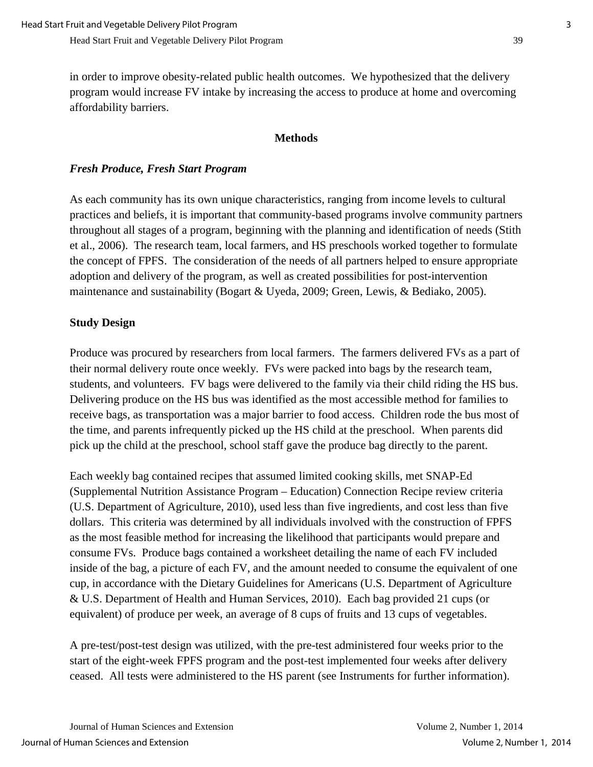in order to improve obesity-related public health outcomes. We hypothesized that the delivery program would increase FV intake by increasing the access to produce at home and overcoming affordability barriers.

## Methods

### *Fresh Produce, Fresh Start Program*

As each community has its own unique characteristics, ranging from income levels to cultural practices and beliefs, it is important that community-based programs involve community partners throughout all stages of a program, beginning with the planning and identification of needs (Stith et al., 2006). The research team, local farmers, and HS preschools worked together to formulate the concept of FPFS. The consideration of the needs of all partners helped to ensure appropriate adoption and delivery of the program, as well as created possibilities for post-intervention maintenance and sustainability (Bogart & Uyeda, 2009; Green, Lewis, & Bediako, 2005).

### Study Design

Produce was procured by researchers from local farmers. The farmers delivered FVs as a part of their normal delivery route once weekly. FVs were packed into bags by the research team, students, and volunteers. FV bags were delivered to the family via their child riding the HS bus. Delivering produce on the HS bus was identified as the most accessible method for families to receive bags, as transportation was a major barrier to food access. Children rode the bus most of the time, and parents infrequently picked up the HS child at the preschool. When parents did pick up the child at the preschool, school staff gave the produce bag directly to the parent.

Each weekly bag contained recipes that assumed limited cooking skills, met SNAP-Ed (Supplemental Nutrition Assistance Program – Education) Connection Recipe review criteria (U.S. Department of Agriculture, 2010), used less than five ingredients, and cost less than five dollars. This criteria was determined by all individuals involved with the construction of FPFS as the most feasible method for increasing the likelihood that participants would prepare and consume FVs. Produce bags contained a worksheet detailing the name of each FV included inside of the bag, a picture of each FV, and the amount needed to consume the equivalent of one cup, in accordance with the Dietary Guidelines for Americans (U.S. Department of Agriculture & U.S. Department of Health and Human Services, 2010). Each bag provided 21 cups (or equivalent) of produce per week, an average of 8 cups of fruits and 13 cups of vegetables.

A pre-test/post-test design was utilized, with the pre-test administered four weeks prior to the start of the eight-week FPFS program and the post-test implemented four weeks after delivery ceased. All tests were administered to the HS parent (see Instruments for further information).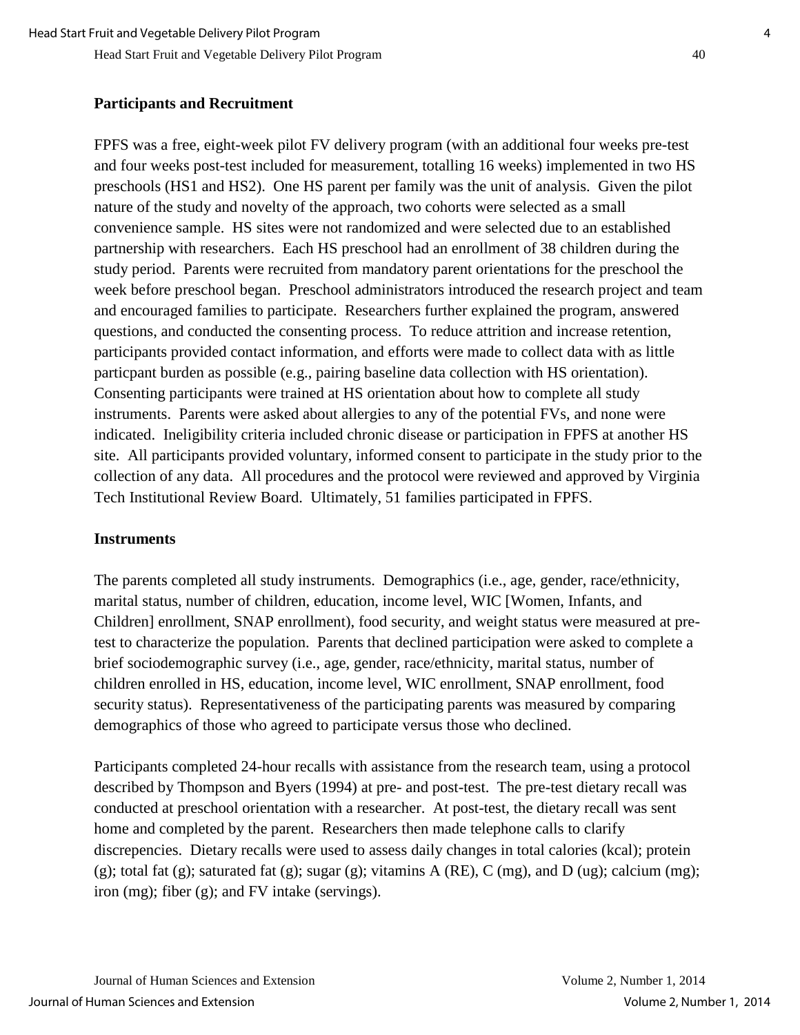## Participants and Recruitment

FPFS was a free, eight-week pilot FV delivery program (with an additional four weeks pre-test and four weeks post-test included for measurement, totalling 16 weeks) implemented in two HS preschools (HS1 and HS2). One HS parent per family was the unit of analysis. Given the pilot nature of the study and novelty of the approach, two cohorts were selected as a small convenience sample. HS sites were not randomized and were selected due to an established partnership with researchers. Each HS preschool had an enrollment of 38 children during the study period. Parents were recruited from mandatory parent orientations for the preschool the week before preschool began. Preschool administrators introduced the research project and team and encouraged families to participate. Researchers further explained the program, answered questions, and conducted the consenting process. To reduce attrition and increase retention, participants provided contact information, and efforts were made to collect data with as little particpant burden as possible (e.g., pairing baseline data collection with HS orientation). Consenting participants were trained at HS orientation about how to complete all study instruments. Parents were asked about allergies to any of the potential FVs, and none were indicated. Ineligibility criteria included chronic disease or participation in FPFS at another HS site. All participants provided voluntary, informed consent to participate in the study prior to the collection of any data. All procedures and the protocol were reviewed and approved by Virginia Tech Institutional Review Board. Ultimately, 51 families participated in FPFS.

## Instruments

The parents completed all study instruments. Demographics (i.e., age, gender, race/ethnicity, marital status, number of children, education, income level, WIC [Women, Infants, and Children] enrollment, SNAP enrollment), food security, and weight status were measured at pre-test to characterize the population. Parents that declined participation were asked to complete a brief sociodemographic survey (i.e., age, gender, race/ethnicity, marital status, number of children enrolled in HS, education, income level, WIC enrollment, SNAP enrollment, food security status). Representativeness of the participating parents was measured by comparing demographics of those who agreed to participate versus those who declined.

Participants completed 24-hour recalls with assistance from the research team, using a protocol described by Thompson and Byers (1994) at pre- and post-test. The pre-test dietary recall was conducted at preschool orientation with a researcher. At post-test, the dietary recall was sent home and completed by the parent. Researchers then made telephone calls to clarify discrepencies. Dietary recalls were used to assess daily changes in total calories (kcal); protein (g); total fat (g); saturated fat (g); sugar (g); vitamins A (RE), C (mg), and D (ug); calcium (mg); iron (mg); fiber (g); and FV intake (servings).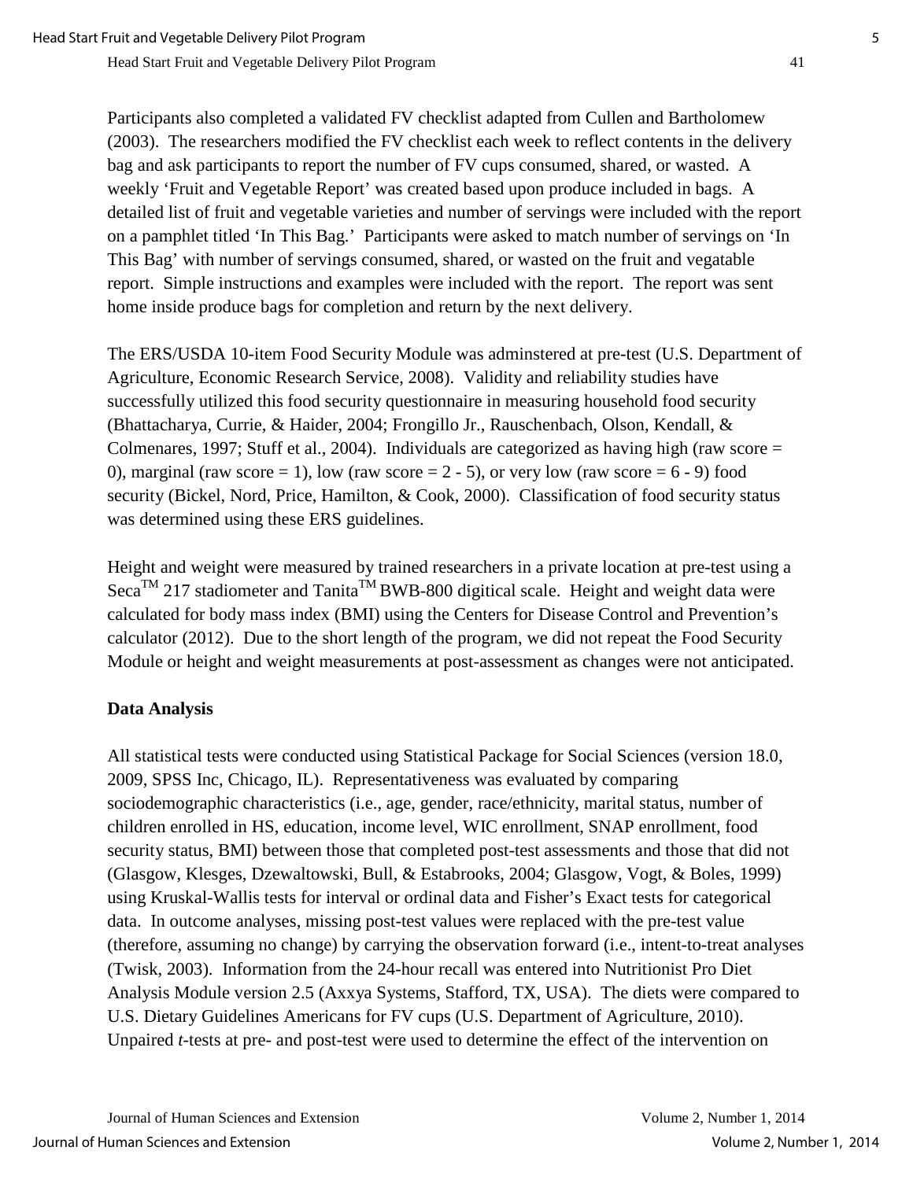Participants also completed a validated FV checklist adapted from Cullen and Bartholomew (2003). The researchers modified the FV checklist each week to reflect contents in the delivery bag and ask participants to report the number of FV cups consumed, shared, or wasted. A weekly 'Fruit and Vegetable Report' was created based upon produce included in bags. A detailed list of fruit and vegetable varieties and number of servings were included with the report on a pamphlet titled 'In This Bag.' Participants were asked to match number of servings on 'In This Bag' with number of servings consumed, shared, or wasted on the fruit and vegatable report. Simple instructions and examples were included with the report. The report was sent home inside produce bags for completion and return by the next delivery.

The ERS/USDA 10-item Food Security Module was adminstered at pre-test (U.S. Department of Agriculture, Economic Research Service, 2008). Validity and reliability studies have successfully utilized this food security questionnaire in measuring household food security (Bhattacharya, Currie, & Haider, 2004; Frongillo Jr., Rauschenbach, Olson, Kendall, & Colmenares, 1997; Stuff et al., 2004). Individuals are categorized as having high (raw score = 0), marginal (raw score = 1), low (raw score = 2 - 5), or very low (raw score = 6 - 9) food security (Bickel, Nord, Price, Hamilton, & Cook, 2000). Classification of food security status was determined using these ERS guidelines.

Height and weight were measured by trained researchers in a private location at pre-test using a Seca™ 217 stadiometer and Tanita™ BWB-800 digitical scale. Height and weight data were calculated for body mass index (BMI) using the Centers for Disease Control and Prevention's calculator (2012). Due to the short length of the program, we did not repeat the Food Security Module or height and weight measurements at post-assessment as changes were not anticipated.

## Data Analysis

All statistical tests were conducted using Statistical Package for Social Sciences (version 18.0, 2009, SPSS Inc, Chicago, IL). Representativeness was evaluated by comparing sociodemographic characteristics (i.e., age, gender, race/ethnicity, marital status, number of children enrolled in HS, education, income level, WIC enrollment, SNAP enrollment, food security status, BMI) between those that completed post-test assessments and those that did not (Glasgow, Klesges, Dzewaltowski, Bull, & Estabrooks, 2004; Glasgow, Vogt, & Boles, 1999) using Kruskal-Wallis tests for interval or ordinal data and Fisher's Exact tests for categorical data. In outcome analyses, missing post-test values were replaced with the pre-test value (therefore, assuming no change) by carrying the observation forward (i.e., intent-to-treat analyses (Twisk, 2003). Information from the 24-hour recall was entered into Nutritionist Pro Diet Analysis Module version 2.5 (Axxya Systems, Stafford, TX, USA). The diets were compared to U.S. Dietary Guidelines Americans for FV cups (U.S. Department of Agriculture, 2010). Unpaired *t*-tests at pre- and post-test were used to determine the effect of the intervention on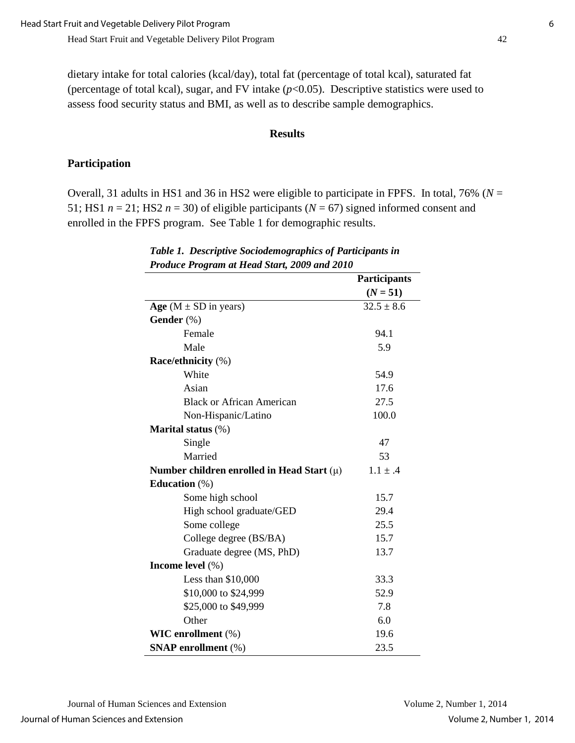dietary intake for total calories (kcal/day), total fat (percentage of total kcal), saturated fat (percentage of total kcal), sugar, and FV intake ($p<0.05$). Descriptive statistics were used to assess food security status and BMI, as well as to describe sample demographics.

## Results

### Participation

Overall, 31 adults in HS1 and 36 in HS2 were eligible to participate in FPFS. In total, 76% ($N$ = 51; HS1 $n$ = 21; HS2 $n$ = 30) of eligible participants ($N$ = 67) signed informed consent and enrolled in the FPFS program. See Table 1 for demographic results.

***Table 1. Descriptive Sociodemographics of Participants in Produce Program at Head Start, 2009 and 2010***

| | **Participants ($N$ = 51)** |
|---|---|
| **Age** (M ± SD in years) | 32.5 ± 8.6 |
| **Gender** (%) | |
| Female | 94.1 |
| Male | 5.9 |
| **Race/ethnicity** (%) | |
| White | 54.9 |
| Asian | 17.6 |
| Black or African American | 27.5 |
| Non-Hispanic/Latino | 100.0 |
| **Marital status** (%) | |
| Single | 47 |
| Married | 53 |
| **Number children enrolled in Head Start** (μ) | 1.1 ± .4 |
| **Education** (%) | |
| Some high school | 15.7 |
| High school graduate/GED | 29.4 |
| Some college | 25.5 |
| College degree (BS/BA) | 15.7 |
| Graduate degree (MS, PhD) | 13.7 |
| **Income level** (%) | |
| Less than \$10,000 | 33.3 |
| \$10,000 to \$24,999 | 52.9 |
| \$25,000 to \$49,999 | 7.8 |
| Other | 6.0 |
| **WIC enrollment** (%) | 19.6 |
| **SNAP enrollment** (%) | 23.5 |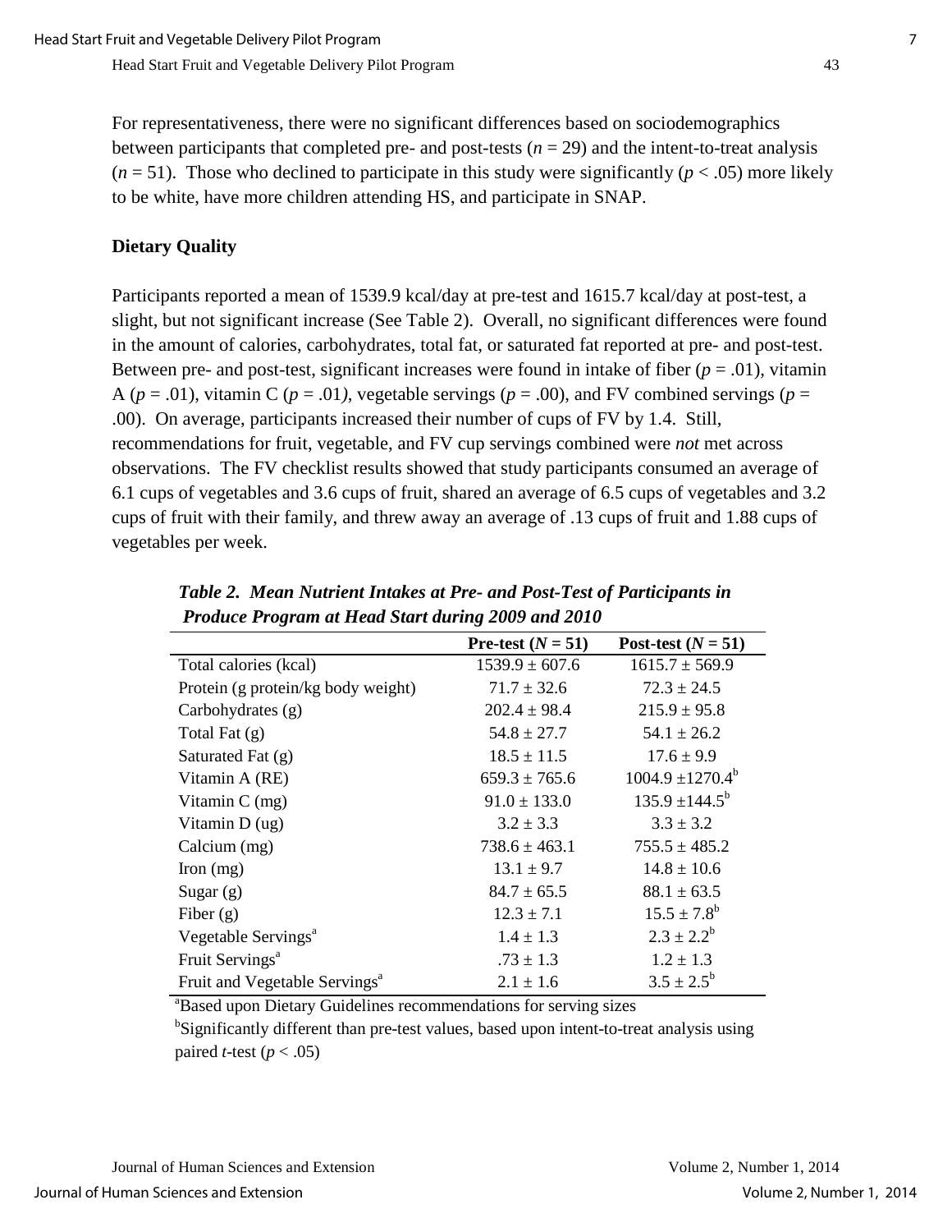For representativeness, there were no significant differences based on sociodemographics between participants that completed pre- and post-tests ($n = 29$) and the intent-to-treat analysis ($n = 51$). Those who declined to participate in this study were significantly ($p < .05$) more likely to be white, have more children attending HS, and participate in SNAP.

### Dietary Quality

Participants reported a mean of 1539.9 kcal/day at pre-test and 1615.7 kcal/day at post-test, a slight, but not significant increase (See Table 2). Overall, no significant differences were found in the amount of calories, carbohydrates, total fat, or saturated fat reported at pre- and post-test. Between pre- and post-test, significant increases were found in intake of fiber ($p = .01$), vitamin A ($p = .01$), vitamin C ($p = .01$), vegetable servings ($p = .00$), and FV combined servings ($p = .00$). On average, participants increased their number of cups of FV by 1.4. Still, recommendations for fruit, vegetable, and FV cup servings combined were *not* met across observations. The FV checklist results showed that study participants consumed an average of 6.1 cups of vegetables and 3.6 cups of fruit, shared an average of 6.5 cups of vegetables and 3.2 cups of fruit with their family, and threw away an average of .13 cups of fruit and 1.88 cups of vegetables per week.

***Table 2. Mean Nutrient Intakes at Pre- and Post-Test of Participants in Produce Program at Head Start during 2009 and 2010***

| | Pre-test ($N = 51$) | Post-test ($N = 51$) |
|---|---|---|
| Total calories (kcal) | 1539.9 ± 607.6 | 1615.7 ± 569.9 |
| Protein (g protein/kg body weight) | 71.7 ± 32.6 | 72.3 ± 24.5 |
| Carbohydrates (g) | 202.4 ± 98.4 | 215.9 ± 95.8 |
| Total Fat (g) | 54.8 ± 27.7 | 54.1 ± 26.2 |
| Saturated Fat (g) | 18.5 ± 11.5 | 17.6 ± 9.9 |
| Vitamin A (RE) | 659.3 ± 765.6 | 1004.9 ±1270.4[b] |
| Vitamin C (mg) | 91.0 ± 133.0 | 135.9 ±144.5[b] |
| Vitamin D (ug) | 3.2 ± 3.3 | 3.3 ± 3.2 |
| Calcium (mg) | 738.6 ± 463.1 | 755.5 ± 485.2 |
| Iron (mg) | 13.1 ± 9.7 | 14.8 ± 10.6 |
| Sugar (g) | 84.7 ± 65.5 | 88.1 ± 63.5 |
| Fiber (g) | 12.3 ± 7.1 | 15.5 ± 7.8[b] |
| Vegetable Servings[a] | 1.4 ± 1.3 | 2.3 ± 2.2[b] |
| Fruit Servings[a] | .73 ± 1.3 | 1.2 ± 1.3 |
| Fruit and Vegetable Servings[a] | 2.1 ± 1.6 | 3.5 ± 2.5[b] |

[a]Based upon Dietary Guidelines recommendations for serving sizes

[b]Significantly different than pre-test values, based upon intent-to-treat analysis using paired *t*-test ($p < .05$)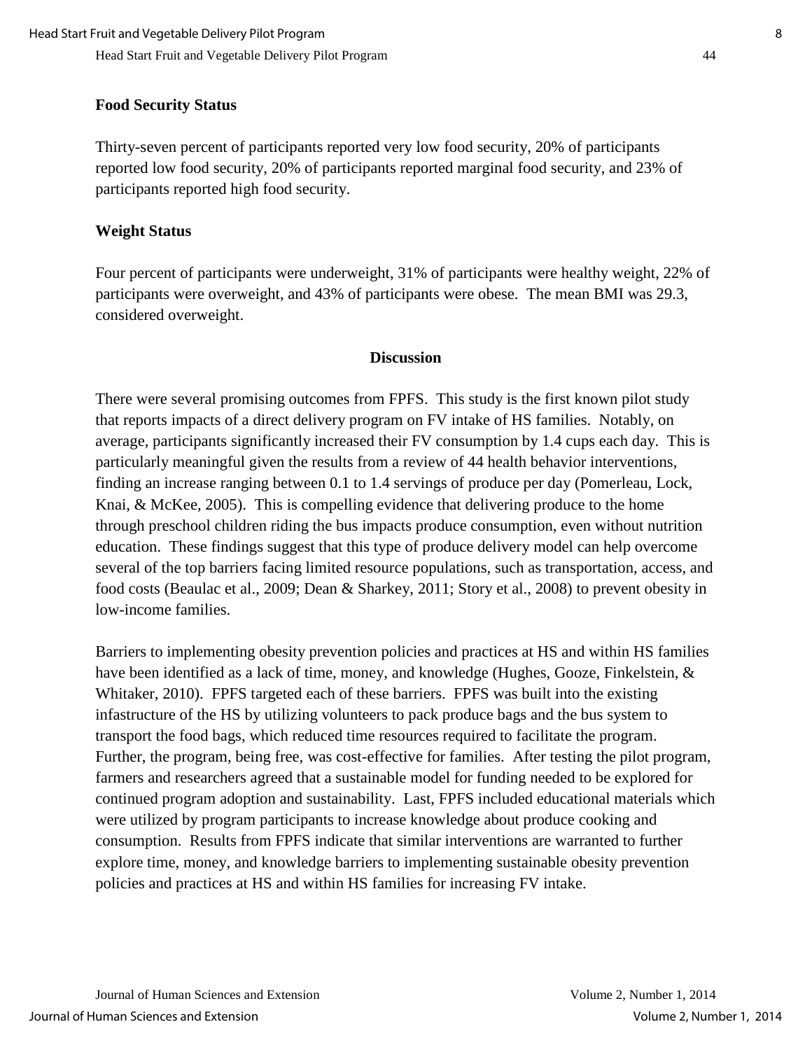**Food Security Status**

Thirty-seven percent of participants reported very low food security, 20% of participants reported low food security, 20% of participants reported marginal food security, and 23% of participants reported high food security.

**Weight Status**

Four percent of participants were underweight, 31% of participants were healthy weight, 22% of participants were overweight, and 43% of participants were obese. The mean BMI was 29.3, considered overweight.

## Discussion

There were several promising outcomes from FPFS. This study is the first known pilot study that reports impacts of a direct delivery program on FV intake of HS families. Notably, on average, participants significantly increased their FV consumption by 1.4 cups each day. This is particularly meaningful given the results from a review of 44 health behavior interventions, finding an increase ranging between 0.1 to 1.4 servings of produce per day (Pomerleau, Lock, Knai, & McKee, 2005). This is compelling evidence that delivering produce to the home through preschool children riding the bus impacts produce consumption, even without nutrition education. These findings suggest that this type of produce delivery model can help overcome several of the top barriers facing limited resource populations, such as transportation, access, and food costs (Beaulac et al., 2009; Dean & Sharkey, 2011; Story et al., 2008) to prevent obesity in low-income families.

Barriers to implementing obesity prevention policies and practices at HS and within HS families have been identified as a lack of time, money, and knowledge (Hughes, Gooze, Finkelstein, & Whitaker, 2010). FPFS targeted each of these barriers. FPFS was built into the existing infastructure of the HS by utilizing volunteers to pack produce bags and the bus system to transport the food bags, which reduced time resources required to facilitate the program. Further, the program, being free, was cost-effective for families. After testing the pilot program, farmers and researchers agreed that a sustainable model for funding needed to be explored for continued program adoption and sustainability. Last, FPFS included educational materials which were utilized by program participants to increase knowledge about produce cooking and consumption. Results from FPFS indicate that similar interventions are warranted to further explore time, money, and knowledge barriers to implementing sustainable obesity prevention policies and practices at HS and within HS families for increasing FV intake.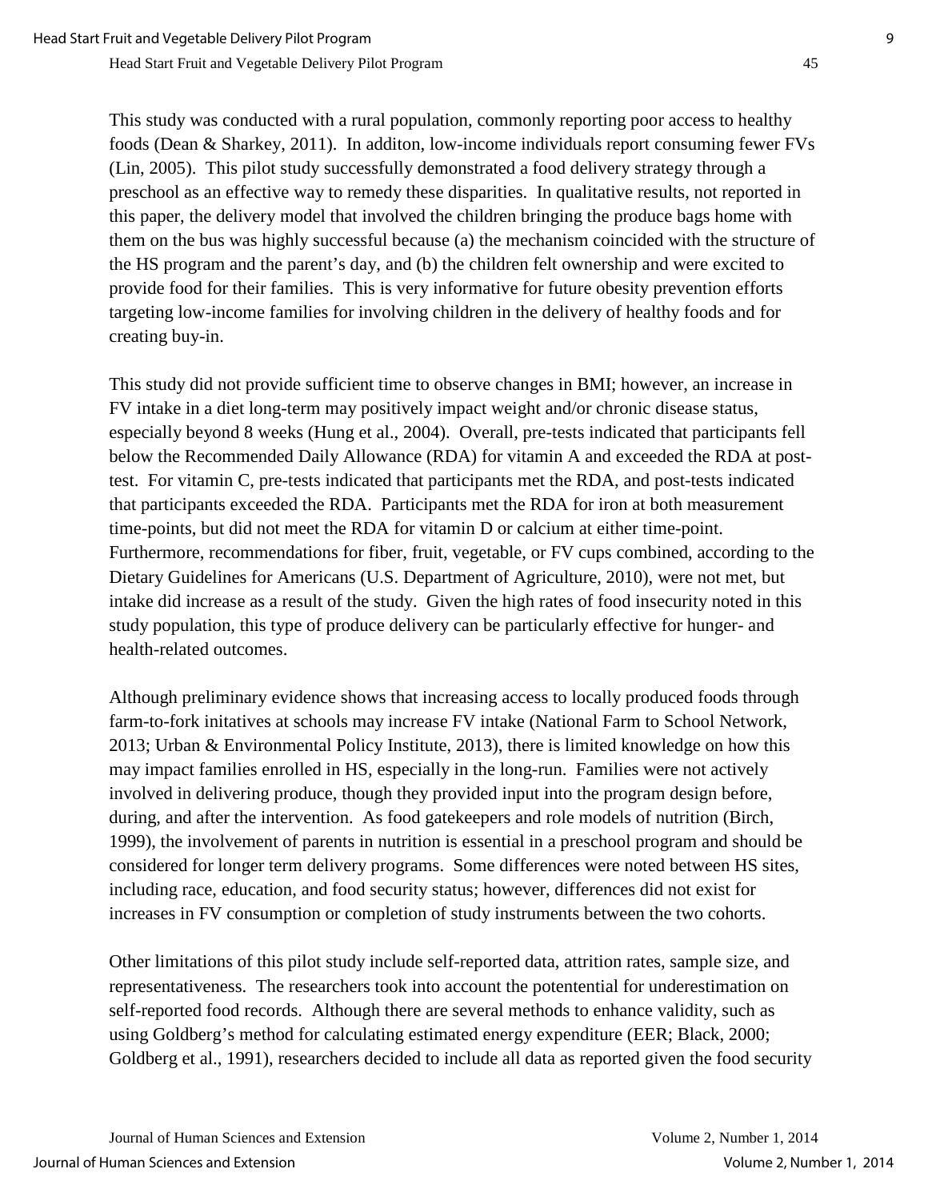This study was conducted with a rural population, commonly reporting poor access to healthy foods (Dean & Sharkey, 2011). In additon, low-income individuals report consuming fewer FVs (Lin, 2005). This pilot study successfully demonstrated a food delivery strategy through a preschool as an effective way to remedy these disparities. In qualitative results, not reported in this paper, the delivery model that involved the children bringing the produce bags home with them on the bus was highly successful because (a) the mechanism coincided with the structure of the HS program and the parent's day, and (b) the children felt ownership and were excited to provide food for their families. This is very informative for future obesity prevention efforts targeting low-income families for involving children in the delivery of healthy foods and for creating buy-in.

This study did not provide sufficient time to observe changes in BMI; however, an increase in FV intake in a diet long-term may positively impact weight and/or chronic disease status, especially beyond 8 weeks (Hung et al., 2004). Overall, pre-tests indicated that participants fell below the Recommended Daily Allowance (RDA) for vitamin A and exceeded the RDA at post-test. For vitamin C, pre-tests indicated that participants met the RDA, and post-tests indicated that participants exceeded the RDA. Participants met the RDA for iron at both measurement time-points, but did not meet the RDA for vitamin D or calcium at either time-point. Furthermore, recommendations for fiber, fruit, vegetable, or FV cups combined, according to the Dietary Guidelines for Americans (U.S. Department of Agriculture, 2010), were not met, but intake did increase as a result of the study. Given the high rates of food insecurity noted in this study population, this type of produce delivery can be particularly effective for hunger- and health-related outcomes.

Although preliminary evidence shows that increasing access to locally produced foods through farm-to-fork initatives at schools may increase FV intake (National Farm to School Network, 2013; Urban & Environmental Policy Institute, 2013), there is limited knowledge on how this may impact families enrolled in HS, especially in the long-run. Families were not actively involved in delivering produce, though they provided input into the program design before, during, and after the intervention. As food gatekeepers and role models of nutrition (Birch, 1999), the involvement of parents in nutrition is essential in a preschool program and should be considered for longer term delivery programs. Some differences were noted between HS sites, including race, education, and food security status; however, differences did not exist for increases in FV consumption or completion of study instruments between the two cohorts.

Other limitations of this pilot study include self-reported data, attrition rates, sample size, and representativeness. The researchers took into account the potentential for underestimation on self-reported food records. Although there are several methods to enhance validity, such as using Goldberg's method for calculating estimated energy expenditure (EER; Black, 2000; Goldberg et al., 1991), researchers decided to include all data as reported given the food security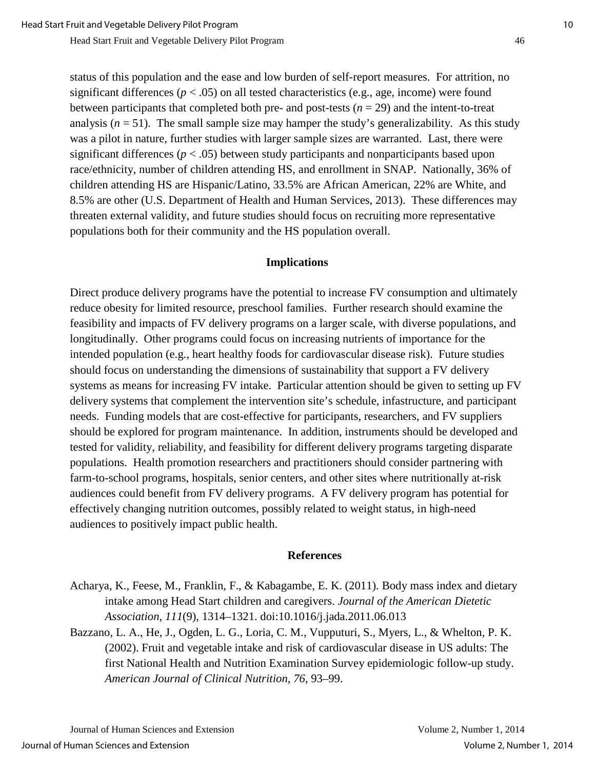status of this population and the ease and low burden of self-report measures. For attrition, no significant differences ($p < .05$) on all tested characteristics (e.g., age, income) were found between participants that completed both pre- and post-tests ($n = 29$) and the intent-to-treat analysis ($n = 51$). The small sample size may hamper the study's generalizability. As this study was a pilot in nature, further studies with larger sample sizes are warranted. Last, there were significant differences ($p < .05$) between study participants and nonparticipants based upon race/ethnicity, number of children attending HS, and enrollment in SNAP. Nationally, 36% of children attending HS are Hispanic/Latino, 33.5% are African American, 22% are White, and 8.5% are other (U.S. Department of Health and Human Services, 2013). These differences may threaten external validity, and future studies should focus on recruiting more representative populations both for their community and the HS population overall.

## Implications

Direct produce delivery programs have the potential to increase FV consumption and ultimately reduce obesity for limited resource, preschool families. Further research should examine the feasibility and impacts of FV delivery programs on a larger scale, with diverse populations, and longitudinally. Other programs could focus on increasing nutrients of importance for the intended population (e.g., heart healthy foods for cardiovascular disease risk). Future studies should focus on understanding the dimensions of sustainability that support a FV delivery systems as means for increasing FV intake. Particular attention should be given to setting up FV delivery systems that complement the intervention site's schedule, infastructure, and participant needs. Funding models that are cost-effective for participants, researchers, and FV suppliers should be explored for program maintenance. In addition, instruments should be developed and tested for validity, reliability, and feasibility for different delivery programs targeting disparate populations. Health promotion researchers and practitioners should consider partnering with farm-to-school programs, hospitals, senior centers, and other sites where nutritionally at-risk audiences could benefit from FV delivery programs. A FV delivery program has potential for effectively changing nutrition outcomes, possibly related to weight status, in high-need audiences to positively impact public health.

## References

Acharya, K., Feese, M., Franklin, F., & Kabagambe, E. K. (2011). Body mass index and dietary intake among Head Start children and caregivers. *Journal of the American Dietetic Association*, *111*(9), 1314–1321. doi:10.1016/j.jada.2011.06.013

Bazzano, L. A., He, J., Ogden, L. G., Loria, C. M., Vupputuri, S., Myers, L., & Whelton, P. K. (2002). Fruit and vegetable intake and risk of cardiovascular disease in US adults: The first National Health and Nutrition Examination Survey epidemiologic follow-up study. *American Journal of Clinical Nutrition*, *76*, 93–99.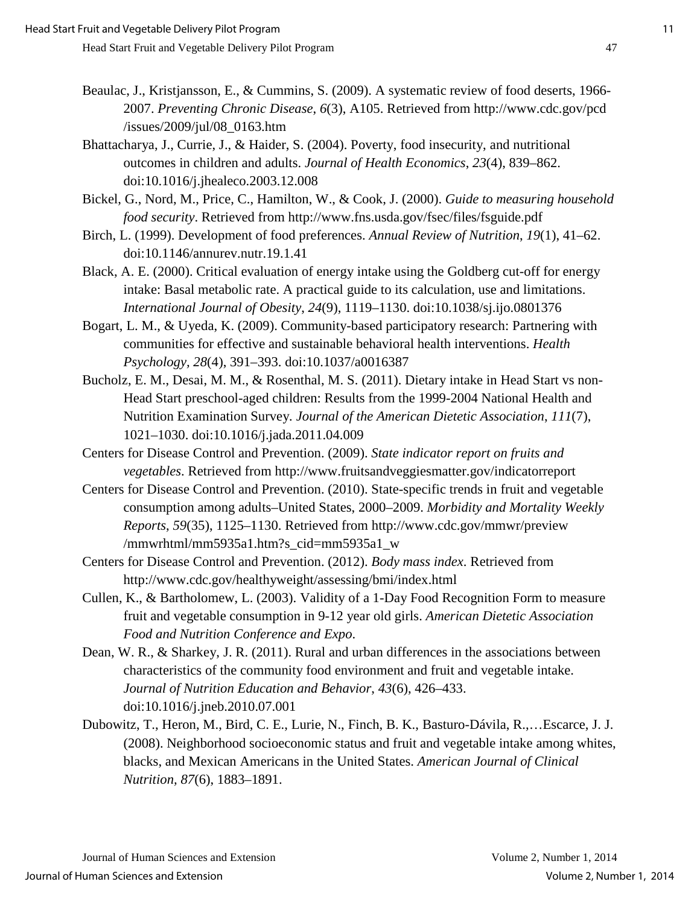Beaulac, J., Kristjansson, E., & Cummins, S. (2009). A systematic review of food deserts, 1966-2007. *Preventing Chronic Disease*, *6*(3), A105. Retrieved from http://www.cdc.gov/pcd/issues/2009/jul/08_0163.htm

Bhattacharya, J., Currie, J., & Haider, S. (2004). Poverty, food insecurity, and nutritional outcomes in children and adults. *Journal of Health Economics*, *23*(4), 839–862. doi:10.1016/j.jhealeco.2003.12.008

Bickel, G., Nord, M., Price, C., Hamilton, W., & Cook, J. (2000). *Guide to measuring household food security*. Retrieved from http://www.fns.usda.gov/fsec/files/fsguide.pdf

Birch, L. (1999). Development of food preferences. *Annual Review of Nutrition*, *19*(1), 41–62. doi:10.1146/annurev.nutr.19.1.41

Black, A. E. (2000). Critical evaluation of energy intake using the Goldberg cut-off for energy intake: Basal metabolic rate. A practical guide to its calculation, use and limitations. *International Journal of Obesity*, *24*(9), 1119–1130. doi:10.1038/sj.ijo.0801376

Bogart, L. M., & Uyeda, K. (2009). Community-based participatory research: Partnering with communities for effective and sustainable behavioral health interventions. *Health Psychology*, *28*(4), 391–393. doi:10.1037/a0016387

Bucholz, E. M., Desai, M. M., & Rosenthal, M. S. (2011). Dietary intake in Head Start vs non-Head Start preschool-aged children: Results from the 1999-2004 National Health and Nutrition Examination Survey. *Journal of the American Dietetic Association*, *111*(7), 1021–1030. doi:10.1016/j.jada.2011.04.009

Centers for Disease Control and Prevention. (2009). *State indicator report on fruits and vegetables*. Retrieved from http://www.fruitsandveggiesmatter.gov/indicatorreport

Centers for Disease Control and Prevention. (2010). State-specific trends in fruit and vegetable consumption among adults–United States, 2000–2009. *Morbidity and Mortality Weekly Reports*, *59*(35), 1125–1130. Retrieved from http://www.cdc.gov/mmwr/preview/mmwrhtml/mm5935a1.htm?s_cid=mm5935a1_w

Centers for Disease Control and Prevention. (2012). *Body mass index*. Retrieved from http://www.cdc.gov/healthyweight/assessing/bmi/index.html

Cullen, K., & Bartholomew, L. (2003). Validity of a 1-Day Food Recognition Form to measure fruit and vegetable consumption in 9-12 year old girls. *American Dietetic Association Food and Nutrition Conference and Expo*.

Dean, W. R., & Sharkey, J. R. (2011). Rural and urban differences in the associations between characteristics of the community food environment and fruit and vegetable intake. *Journal of Nutrition Education and Behavior*, *43*(6), 426–433. doi:10.1016/j.jneb.2010.07.001

Dubowitz, T., Heron, M., Bird, C. E., Lurie, N., Finch, B. K., Basturo-Dávila, R.,…Escarce, J. J. (2008). Neighborhood socioeconomic status and fruit and vegetable intake among whites, blacks, and Mexican Americans in the United States. *American Journal of Clinical Nutrition*, *87*(6), 1883–1891.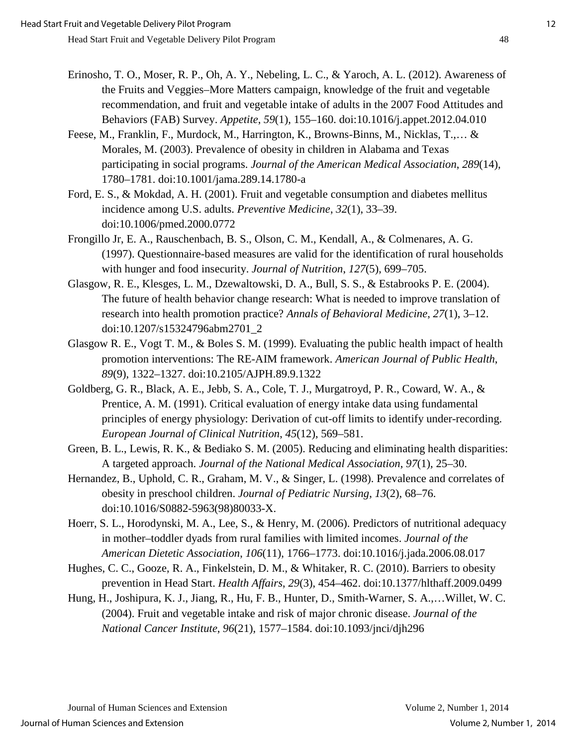Erinosho, T. O., Moser, R. P., Oh, A. Y., Nebeling, L. C., & Yaroch, A. L. (2012). Awareness of the Fruits and Veggies–More Matters campaign, knowledge of the fruit and vegetable recommendation, and fruit and vegetable intake of adults in the 2007 Food Attitudes and Behaviors (FAB) Survey. *Appetite*, *59*(1), 155–160. doi:10.1016/j.appet.2012.04.010

Feese, M., Franklin, F., Murdock, M., Harrington, K., Browns-Binns, M., Nicklas, T.,… & Morales, M. (2003). Prevalence of obesity in children in Alabama and Texas participating in social programs. *Journal of the American Medical Association*, *289*(14), 1780–1781. doi:10.1001/jama.289.14.1780-a

Ford, E. S., & Mokdad, A. H. (2001). Fruit and vegetable consumption and diabetes mellitus incidence among U.S. adults. *Preventive Medicine*, *32*(1), 33–39. doi:10.1006/pmed.2000.0772

Frongillo Jr, E. A., Rauschenbach, B. S., Olson, C. M., Kendall, A., & Colmenares, A. G. (1997). Questionnaire-based measures are valid for the identification of rural households with hunger and food insecurity. *Journal of Nutrition*, *127*(5), 699–705.

Glasgow, R. E., Klesges, L. M., Dzewaltowski, D. A., Bull, S. S., & Estabrooks P. E. (2004). The future of health behavior change research: What is needed to improve translation of research into health promotion practice? *Annals of Behavioral Medicine*, *27*(1), 3–12. doi:10.1207/s15324796abm2701_2

Glasgow R. E., Vogt T. M., & Boles S. M. (1999). Evaluating the public health impact of health promotion interventions: The RE-AIM framework. *American Journal of Public Health*, *89*(9), 1322–1327. doi:10.2105/AJPH.89.9.1322

Goldberg, G. R., Black, A. E., Jebb, S. A., Cole, T. J., Murgatroyd, P. R., Coward, W. A., & Prentice, A. M. (1991). Critical evaluation of energy intake data using fundamental principles of energy physiology: Derivation of cut-off limits to identify under-recording. *European Journal of Clinical Nutrition*, *45*(12), 569–581.

Green, B. L., Lewis, R. K., & Bediako S. M. (2005). Reducing and eliminating health disparities: A targeted approach. *Journal of the National Medical Association*, *97*(1), 25–30.

Hernandez, B., Uphold, C. R., Graham, M. V., & Singer, L. (1998). Prevalence and correlates of obesity in preschool children. *Journal of Pediatric Nursing*, *13*(2), 68–76. doi:10.1016/S0882-5963(98)80033-X.

Hoerr, S. L., Horodynski, M. A., Lee, S., & Henry, M. (2006). Predictors of nutritional adequacy in mother–toddler dyads from rural families with limited incomes. *Journal of the American Dietetic Association*, *106*(11), 1766–1773. doi:10.1016/j.jada.2006.08.017

Hughes, C. C., Gooze, R. A., Finkelstein, D. M., & Whitaker, R. C. (2010). Barriers to obesity prevention in Head Start. *Health Affairs*, *29*(3), 454–462. doi:10.1377/hlthaff.2009.0499

Hung, H., Joshipura, K. J., Jiang, R., Hu, F. B., Hunter, D., Smith-Warner, S. A.,…Willet, W. C. (2004). Fruit and vegetable intake and risk of major chronic disease. *Journal of the National Cancer Institute*, *96*(21), 1577–1584. doi:10.1093/jnci/djh296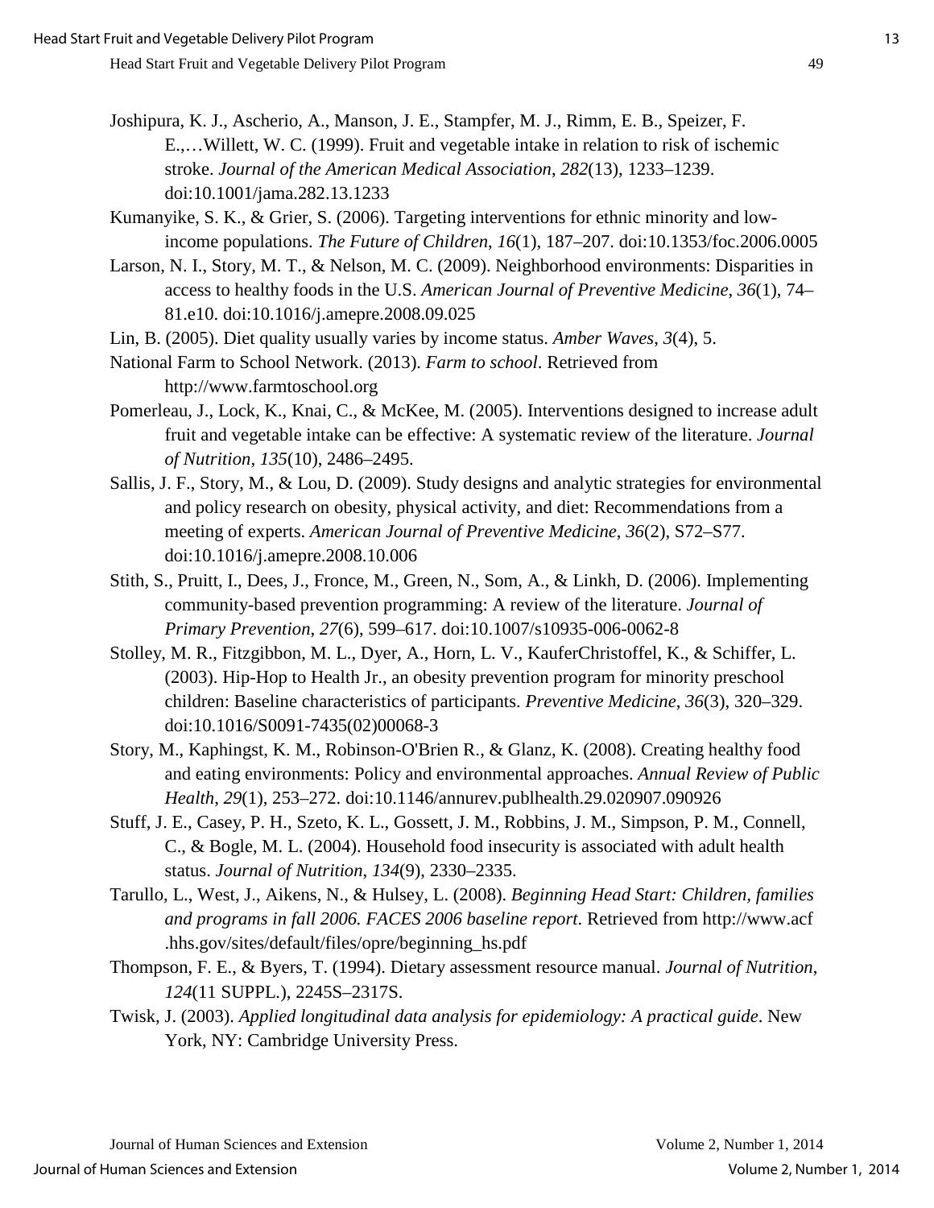Joshipura, K. J., Ascherio, A., Manson, J. E., Stampfer, M. J., Rimm, E. B., Speizer, F. E.,…Willett, W. C. (1999). Fruit and vegetable intake in relation to risk of ischemic stroke. *Journal of the American Medical Association*, *282*(13), 1233–1239. doi:10.1001/jama.282.13.1233

Kumanyike, S. K., & Grier, S. (2006). Targeting interventions for ethnic minority and low-income populations. *The Future of Children*, *16*(1), 187–207. doi:10.1353/foc.2006.0005

Larson, N. I., Story, M. T., & Nelson, M. C. (2009). Neighborhood environments: Disparities in access to healthy foods in the U.S. *American Journal of Preventive Medicine*, *36*(1), 74–81.e10. doi:10.1016/j.amepre.2008.09.025

Lin, B. (2005). Diet quality usually varies by income status. *Amber Waves*, *3*(4), 5.

National Farm to School Network. (2013). *Farm to school*. Retrieved from http://www.farmtoschool.org

Pomerleau, J., Lock, K., Knai, C., & McKee, M. (2005). Interventions designed to increase adult fruit and vegetable intake can be effective: A systematic review of the literature. *Journal of Nutrition*, *135*(10), 2486–2495.

Sallis, J. F., Story, M., & Lou, D. (2009). Study designs and analytic strategies for environmental and policy research on obesity, physical activity, and diet: Recommendations from a meeting of experts. *American Journal of Preventive Medicine*, *36*(2), S72–S77. doi:10.1016/j.amepre.2008.10.006

Stith, S., Pruitt, I., Dees, J., Fronce, M., Green, N., Som, A., & Linkh, D. (2006). Implementing community-based prevention programming: A review of the literature. *Journal of Primary Prevention*, *27*(6), 599–617. doi:10.1007/s10935-006-0062-8

Stolley, M. R., Fitzgibbon, M. L., Dyer, A., Horn, L. V., KauferChristoffel, K., & Schiffer, L. (2003). Hip-Hop to Health Jr., an obesity prevention program for minority preschool children: Baseline characteristics of participants. *Preventive Medicine*, *36*(3), 320–329. doi:10.1016/S0091-7435(02)00068-3

Story, M., Kaphingst, K. M., Robinson-O'Brien R., & Glanz, K. (2008). Creating healthy food and eating environments: Policy and environmental approaches. *Annual Review of Public Health*, *29*(1), 253–272. doi:10.1146/annurev.publhealth.29.020907.090926

Stuff, J. E., Casey, P. H., Szeto, K. L., Gossett, J. M., Robbins, J. M., Simpson, P. M., Connell, C., & Bogle, M. L. (2004). Household food insecurity is associated with adult health status. *Journal of Nutrition*, *134*(9), 2330–2335.

Tarullo, L., West, J., Aikens, N., & Hulsey, L. (2008). *Beginning Head Start: Children, families and programs in fall 2006. FACES 2006 baseline report*. Retrieved from http://www.acf.hhs.gov/sites/default/files/opre/beginning_hs.pdf

Thompson, F. E., & Byers, T. (1994). Dietary assessment resource manual. *Journal of Nutrition*, *124*(11 SUPPL.), 2245S–2317S.

Twisk, J. (2003). *Applied longitudinal data analysis for epidemiology: A practical guide*. New York, NY: Cambridge University Press.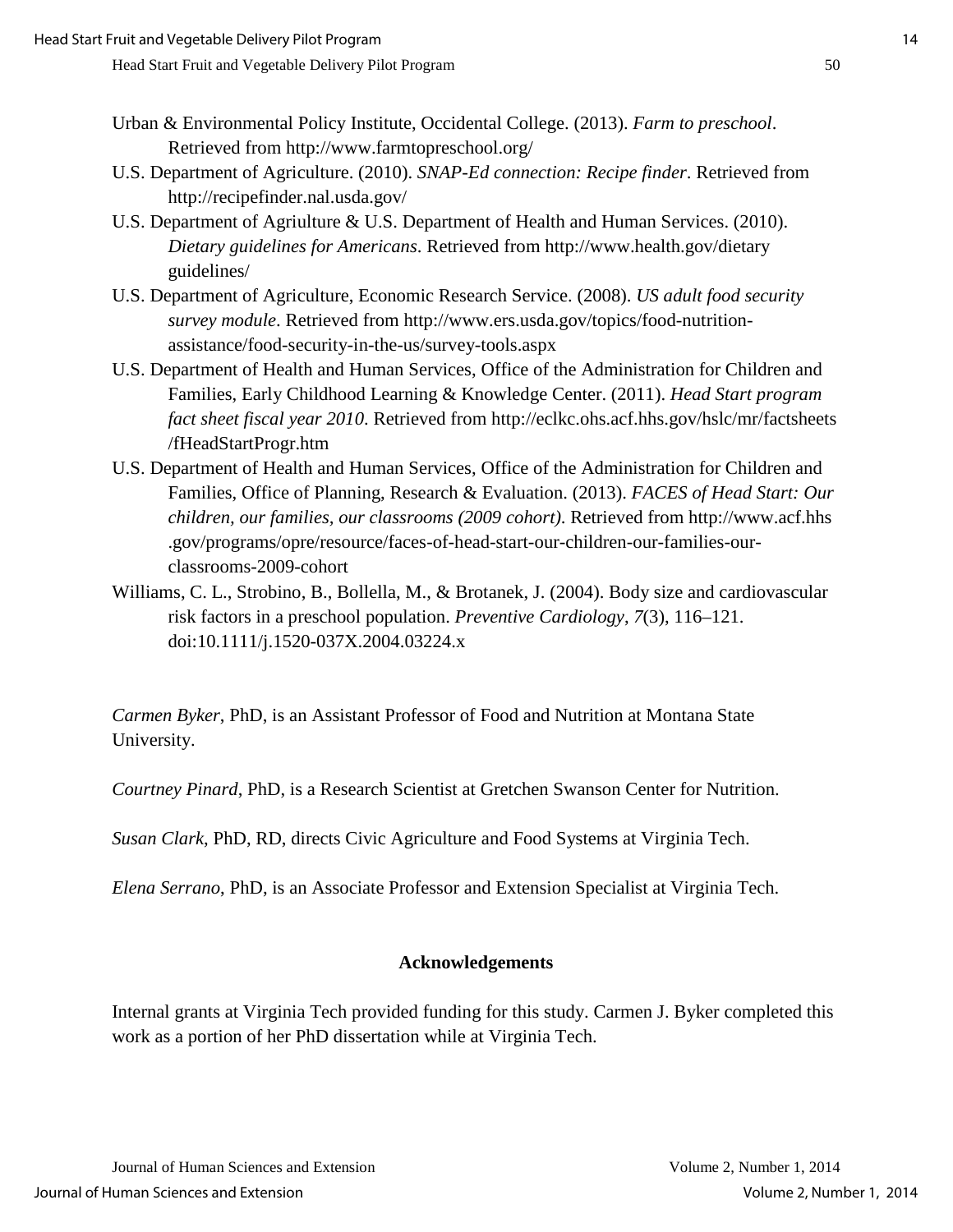Urban & Environmental Policy Institute, Occidental College. (2013). *Farm to preschool*. Retrieved from http://www.farmtopreschool.org/

U.S. Department of Agriculture. (2010). *SNAP-Ed connection: Recipe finder*. Retrieved from http://recipefinder.nal.usda.gov/

U.S. Department of Agriulture & U.S. Department of Health and Human Services. (2010). *Dietary guidelines for Americans*. Retrieved from http://www.health.gov/dietary guidelines/

U.S. Department of Agriculture, Economic Research Service. (2008). *US adult food security survey module*. Retrieved from http://www.ers.usda.gov/topics/food-nutrition-assistance/food-security-in-the-us/survey-tools.aspx

U.S. Department of Health and Human Services, Office of the Administration for Children and Families, Early Childhood Learning & Knowledge Center. (2011). *Head Start program fact sheet fiscal year 2010*. Retrieved from http://eclkc.ohs.acf.hhs.gov/hslc/mr/factsheets /fHeadStartProgr.htm

U.S. Department of Health and Human Services, Office of the Administration for Children and Families, Office of Planning, Research & Evaluation. (2013). *FACES of Head Start: Our children, our families, our classrooms (2009 cohort)*. Retrieved from http://www.acf.hhs .gov/programs/opre/resource/faces-of-head-start-our-children-our-families-our-classrooms-2009-cohort

Williams, C. L., Strobino, B., Bollella, M., & Brotanek, J. (2004). Body size and cardiovascular risk factors in a preschool population. *Preventive Cardiology*, *7*(3), 116–121. doi:10.1111/j.1520-037X.2004.03224.x

*Carmen Byker*, PhD, is an Assistant Professor of Food and Nutrition at Montana State University.

*Courtney Pinard*, PhD, is a Research Scientist at Gretchen Swanson Center for Nutrition.

*Susan Clark*, PhD, RD, directs Civic Agriculture and Food Systems at Virginia Tech.

*Elena Serrano*, PhD, is an Associate Professor and Extension Specialist at Virginia Tech.

## Acknowledgements

Internal grants at Virginia Tech provided funding for this study. Carmen J. Byker completed this work as a portion of her PhD dissertation while at Virginia Tech.